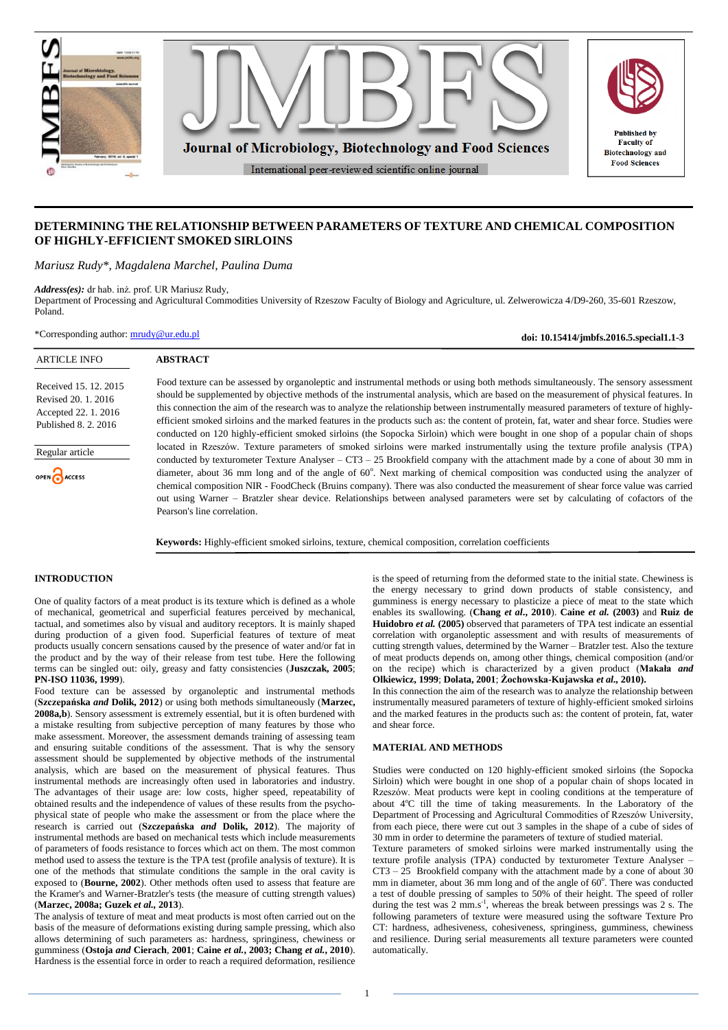# DETERMINING THE RELATIONSHIP BETWEEN PARAMETERS OF TEXTURE AND CHEMICAL COMPOSITION OF HIGHLY-EFFICIENT SMOKED SIRLOINS

*Mariusz Rudy\*, Magdalena Marchel, Paulina Duma*

***Address(es):*** dr hab. inż. prof. UR Mariusz Rudy,
Department of Processing and Agricultural Commodities University of Rzeszow Faculty of Biology and Agriculture, ul. Zelwerowicza 4/D9-260, 35-601 Rzeszow, Poland.

\*Corresponding author: mrudy@ur.edu.pl

**doi: 10.15414/jmbfs.2016.5.special1.1-3**

ARTICLE INFO

Received 15. 12. 2015
Revised 20. 1. 2016
Accepted 22. 1. 2016
Published 8. 2. 2016

Regular article

OPEN ACCESS

## ABSTRACT

Food texture can be assessed by organoleptic and instrumental methods or using both methods simultaneously. The sensory assessment should be supplemented by objective methods of the instrumental analysis, which are based on the measurement of physical features. In this connection the aim of the research was to analyze the relationship between instrumentally measured parameters of texture of highly-efficient smoked sirloins and the marked features in the products such as: the content of protein, fat, water and shear force. Studies were conducted on 120 highly-efficient smoked sirloins (the Sopocka Sirloin) which were bought in one shop of a popular chain of shops located in Rzeszów. Texture parameters of smoked sirloins were marked instrumentally using the texture profile analysis (TPA) conducted by texturometer Texture Analyser – CT3 – 25 Brookfield company with the attachment made by a cone of about 30 mm in diameter, about 36 mm long and of the angle of 60°. Next marking of chemical composition was conducted using the analyzer of chemical composition NIR - FoodCheck (Bruins company). There was also conducted the measurement of shear force value was carried out using Warner – Bratzler shear device. Relationships between analysed parameters were set by calculating of cofactors of the Pearson's line correlation.

**Keywords:** Highly-efficient smoked sirloins, texture, chemical composition, correlation coefficients

## INTRODUCTION

One of quality factors of a meat product is its texture which is defined as a whole of mechanical, geometrical and superficial features perceived by mechanical, tactual, and sometimes also by visual and auditory receptors. It is mainly shaped during production of a given food. Superficial features of texture of meat products usually concern sensations caused by the presence of water and/or fat in the product and by the way of their release from test tube. Here the following terms can be singled out: oily, greasy and fatty consistencies (**Juszczak, 2005**; **PN-ISO 11036, 1999**).

Food texture can be assessed by organoleptic and instrumental methods (**Szczepańska *and* Dolik, 2012**) or using both methods simultaneously (**Marzec, 2008a,b**). Sensory assessment is extremely essential, but it is often burdened with a mistake resulting from subjective perception of many features by those who make assessment. Moreover, the assessment demands training of assessing team and ensuring suitable conditions of the assessment. That is why the sensory assessment should be supplemented by objective methods of the instrumental analysis, which are based on the measurement of physical features. Thus instrumental methods are increasingly often used in laboratories and industry. The advantages of their usage are: low costs, higher speed, repeatability of obtained results and the independence of values of these results from the psycho-physical state of people who make the assessment or from the place where the research is carried out (**Szczepańska *and* Dolik, 2012**). The majority of instrumental methods are based on mechanical tests which include measurements of parameters of foods resistance to forces which act on them. The most common method used to assess the texture is the TPA test (profile analysis of texture). It is one of the methods that stimulate conditions the sample in the oral cavity is exposed to (**Bourne, 2002**). Other methods often used to assess that feature are the Kramer's and Warner-Bratzler's tests (the measure of cutting strength values) (**Marzec, 2008a; Guzek *et al.*, 2013**).

The analysis of texture of meat and meat products is most often carried out on the basis of the measure of deformations existing during sample pressing, which also allows determining of such parameters as: hardness, springiness, chewiness or gumminess (**Ostoja *and* Cierach, 2001**; **Caine *et al.*, 2003; Chang *et al.*, 2010**). Hardness is the essential force in order to reach a required deformation, resilience is the speed of returning from the deformed state to the initial state. Chewiness is the energy necessary to grind down products of stable consistency, and gumminess is energy necessary to plasticize a piece of meat to the state which enables its swallowing. (**Chang *et al.*, 2010**). **Caine *et al.* (2003)** and **Ruiz de Huidobro *et al.* (2005)** observed that parameters of TPA test indicate an essential correlation with organoleptic assessment and with results of measurements of cutting strength values, determined by the Warner – Bratzler test. Also the texture of meat products depends on, among other things, chemical composition (and/or on the recipe) which is characterized by a given product (**Makała *and* Olkiewicz, 1999**; **Dolata, 2001**; **Żochowska-Kujawska *et al.*, 2010).**

In this connection the aim of the research was to analyze the relationship between instrumentally measured parameters of texture of highly-efficient smoked sirloins and the marked features in the products such as: the content of protein, fat, water and shear force.

## MATERIAL AND METHODS

Studies were conducted on 120 highly-efficient smoked sirloins (the Sopocka Sirloin) which were bought in one shop of a popular chain of shops located in Rzeszów. Meat products were kept in cooling conditions at the temperature of about 4°C till the time of taking measurements. In the Laboratory of the Department of Processing and Agricultural Commodities of Rzeszów University, from each piece, there were cut out 3 samples in the shape of a cube of sides of 30 mm in order to determine the parameters of texture of studied material.

Texture parameters of smoked sirloins were marked instrumentally using the texture profile analysis (TPA) conducted by texturometer Texture Analyser – CT3 – 25 Brookfield company with the attachment made by a cone of about 30 mm in diameter, about 36 mm long and of the angle of 60°. There was conducted a test of double pressing of samples to 50% of their height. The speed of roller during the test was 2 mm.s$^{-1}$, whereas the break between pressings was 2 s. The following parameters of texture were measured using the software Texture Pro CT: hardness, adhesiveness, cohesiveness, springiness, gumminess, chewiness and resilience. During serial measurements all texture parameters were counted automatically.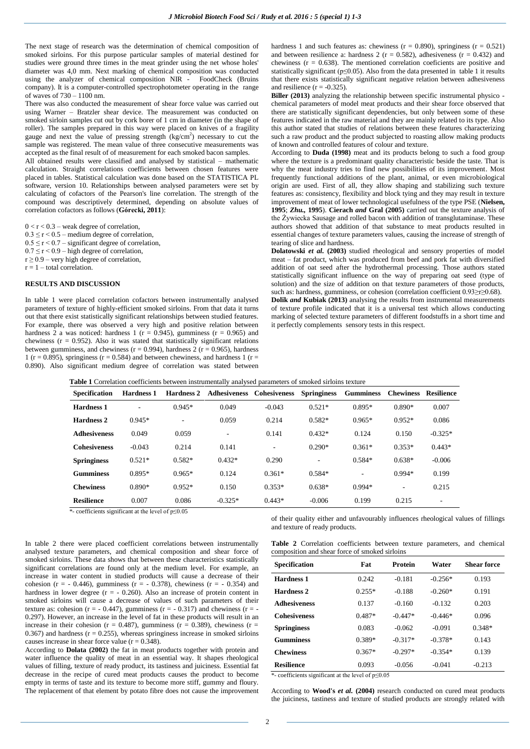The next stage of research was the determination of chemical composition of smoked sirloins. For this purpose particular samples of material destined for studies were ground three times in the meat grinder using the net whose holes' diameter was 4,0 mm. Next marking of chemical composition was conducted using the analyzer of chemical composition NIR - FoodCheck (Bruins company). It is a computer-controlled spectrophotometer operating in the range of waves of 730 – 1100 nm.

There was also conducted the measurement of shear force value was carried out using Warner – Bratzler shear device. The measurement was conducted on smoked sirloin samples cut out by cork borer of 1 cm in diameter (in the shape of roller). The samples prepared in this way were placed on knives of a fragility gauge and next the value of pressing strength ($kg/cm^2$) necessary to cut the sample was registered. The mean value of three consecutive measurements was accepted as the final result of of measurement for each smoked bacon samples.

All obtained results were classified and analysed by statistical – mathematic calculation. Straight correlations coefficients between chosen features were placed in tables. Statistical calculation was done based on the STATISTICA PL software, version 10. Relationships between analysed parameters were set by calculating of cofactors of the Pearson's line correlation. The strength of the compound was descriptively determined, depending on absolute values of correlation cofactors as follows (**Górecki, 2011**):

$0 < r < 0.3$ – weak degree of correlation,
$0.3 \leq r < 0.5$ – medium degree of correlation,
$0.5 \leq r < 0.7$ – significant degree of correlation,
$0.7 \leq r < 0.9$ – high degree of correlation,
$r \geq 0.9$ – very high degree of correlation,
$r = 1$ – total correlation.

## RESULTS AND DISCUSSION

In table 1 were placed correlation cofactors between instrumentally analysed parameters of texture of highly-efficient smoked sirloins. From that data it turns out that there exist statistically significant relationships between studied features. For example, there was observed a very high and positive relation between hardness 2 a was noticed: hardness 1 (r = 0.945), gumminess (r = 0.965) and chewiness (r = 0.952). Also it was stated that statistically significant relations between gumminess, and chewiness (r = 0.994), hardness 2 (r = 0.965), hardness 1 (r = 0.895), springiness (r = 0.584) and between chewiness, and hardness 1 (r = 0.890). Also significant medium degree of correlation was stated between hardness 1 and such features as: chewiness (r = 0.890), springiness (r = 0.521) and between resilience a: hardness 2 (r = 0.582), adhesiveness (r = 0.432) and chewiness (r = 0.638). The mentioned correlation coeficients are positive and statistically significant ($p \leq 0.05$). Also from the data presented in table 1 it results that there exists statistically significant negative relation between adhesiveness and resilience (r = -0.325).

**Biller (2013)** analyzing the relationship between specific instrumental physico - chemical parameters of model meat products and their shear force observed that there are statistically significant dependencies, but only between some of these features indicated in the raw material and they are mainly related to its type. Also this author stated that studies of relations between these features characterizing such a raw product and the product subjected to roasting allow making products of known and controlled features of colour and texture.

According to **Duda (1998)** meat and its products belong to such a food group where the texture is a predominant quality characteristic beside the taste. That is why the meat industry tries to find new possibilities of its improvement. Most frequently functional additions of the plant, animal, or even microbiological origin are used. First of all, they allow shaping and stabilizing such texture features as: consistency, flexibility and block tying and they may result in texture improvement of meat of lower technological usefulness of the type PSE (**Nielsen, 1995**; ***Zhu.,* 1995**). **Cierach *and* Gral (2005)** carried out the texture analysis of the Żywiecka Sausage and rolled bacon with addition of transglutaminase. These authors showed that addition of that substance to meat products resulted in essential changes of texture parameters values, causing the increase of strength of tearing of slice and hardness.

**Dolatowski *et al.* (2003)** studied rheological and sensory properties of model meat – fat product, which was produced from beef and pork fat with diversified addition of oat seed after the hydrothermal processing. Those authors stated statistically significant influence on the way of preparing oat seed (type of solution) and the size of addition on that texture parameters of those products, such as: hardness, gumminess, or cohesion (correlation coefficient $0.93 \geq r \geq 0.68$).

**Dolik *and* Kubiak (2013)** analysing the results from instrumental measurements of texture profile indicated that it is a universal test which allows conducting marking of selected texture parameters of different foodstuffs in a short time and it perfectly complements sensory tests in this respect.

**Table 1** Correlation coefficients between instrumentally analysed parameters of smoked sirloins texture

| Specification | Hardness 1 | Hardness 2 | Adhesiveness | Cohesiveness | Springiness | Gumminess | Chewiness | Resilience |
|---|---|---|---|---|---|---|---|---|
| **Hardness 1** | - | 0.945* | 0.049 | -0.043 | 0.521* | 0.895* | 0.890* | 0.007 |
| **Hardness 2** | 0.945* | - | 0.059 | 0.214 | 0.582* | 0.965* | 0.952* | 0.086 |
| **Adhesiveness** | 0.049 | 0.059 | - | 0.141 | 0.432* | 0.124 | 0.150 | -0.325* |
| **Cohesiveness** | -0.043 | 0.214 | 0.141 | - | 0.290* | 0.361* | 0.353* | 0.443* |
| **Springiness** | 0.521* | 0.582* | 0.432* | 0.290 | - | 0.584* | 0.638* | -0.006 |
| **Gumminess** | 0.895* | 0.965* | 0.124 | 0.361* | 0.584* | - | 0.994* | 0.199 |
| **Chewiness** | 0.890* | 0.952* | 0.150 | 0.353* | 0.638* | 0.994* | - | 0.215 |
| **Resilience** | 0.007 | 0.086 | -0.325* | 0.443* | -0.006 | 0.199 | 0.215 | - |

*- coefficients significant at the level of $p \leq 0.05$

In table 2 there were placed coefficient correlations between instrumentally analysed texture parameters, and chemical composition and shear force of smoked sirloins. These data shows that between these characteristics statistically significant correlations are found only at the medium level. For example, an increase in water content in studied products will cause a decrease of their cohesion (r = - 0.446), gumminess (r = - 0.378), chewiness (r = - 0.354) and hardness in lower degree (r = - 0.260). Also an increase of protein content in smoked sirloins will cause a decrease of values of such parameters of their texture as: cohesion (r = - 0.447), gumminess (r = - 0.317) and chewiness (r = - 0.297). However, an increase in the level of fat in these products will result in an increase in their cohesion (r = 0.487), gumminess (r = 0.389), chewiness (r = 0.367) and hardness (r = 0.255), whereas springiness increase in smoked sirloins causes increase in shear force value (r = 0.348).

According to **Dolata (2002)** the fat in meat products together with protein and water influence the quality of meat in an essential way. It shapes rheological values of filling, texture of ready product, its tastiness and juiciness. Essential fat decrease in the recipe of cured meat products causes the product to become empty in terms of taste and its texture to become more stiff, gummy and floury. The replacement of that element by potato fibre does not cause the improvement of their quality either and unfavourably influences rheological values of fillings and texture of ready products.

**Table 2** Correlation coefficients between texture parameters, and chemical composition and shear force of smoked sirloins

| Specification | Fat | Protein | Water | Shear force |
|---|---|---|---|---|
| **Hardness 1** | 0.242 | -0.181 | -0.256* | 0.193 |
| **Hardness 2** | 0.255* | -0.188 | -0.260* | 0.191 |
| **Adhesiveness** | 0.137 | -0.160 | -0.132 | 0.203 |
| **Cohesiveness** | 0.487* | -0.447* | -0.446* | 0.096 |
| **Springiness** | 0.083 | -0.062 | -0.091 | 0.348* |
| **Gumminess** | 0.389* | -0.317* | -0.378* | 0.143 |
| **Chewiness** | 0.367* | -0.297* | -0.354* | 0.139 |
| **Resilience** | 0.093 | -0.056 | -0.041 | -0.213 |

*- coefficients significant at the level of $p \leq 0.05$

According to **Wood's *et al.* (2004)** research conducted on cured meat products the juiciness, tastiness and texture of studied products are strongly related with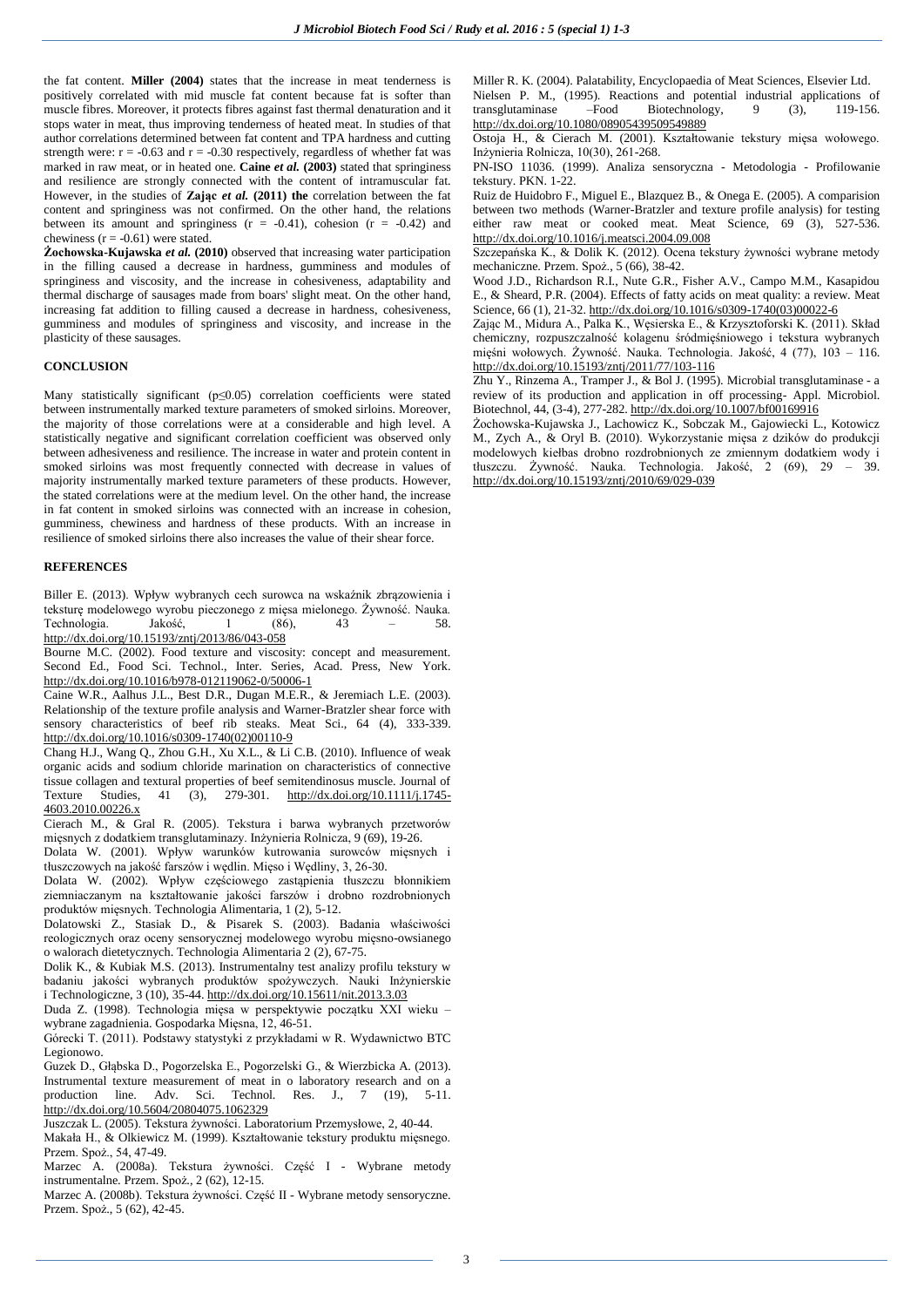the fat content. **Miller (2004)** states that the increase in meat tenderness is positively correlated with mid muscle fat content because fat is softer than muscle fibres. Moreover, it protects fibres against fast thermal denaturation and it stops water in meat, thus improving tenderness of heated meat. In studies of that author correlations determined between fat content and TPA hardness and cutting strength were: $r = -0.63$ and $r = -0.30$ respectively, regardless of whether fat was marked in raw meat, or in heated one. **Caine *et al.* (2003)** stated that springiness and resilience are strongly connected with the content of intramuscular fat. However, in the studies of **Zając *et al.* (2011) the** correlation between the fat content and springiness was not confirmed. On the other hand, the relations between its amount and springiness ($r = -0.41$), cohesion ($r = -0.42$) and chewiness ($r = -0.61$) were stated.

**Żochowska-Kujawska *et al.* (2010)** observed that increasing water participation in the filling caused a decrease in hardness, gumminess and modules of springiness and viscosity, and the increase in cohesiveness, adaptability and thermal discharge of sausages made from boars' slight meat. On the other hand, increasing fat addition to filling caused a decrease in hardness, cohesiveness, gumminess and modules of springiness and viscosity, and increase in the plasticity of these sausages.

## CONCLUSION

Many statistically significant ($p \leq 0.05$) correlation coefficients were stated between instrumentally marked texture parameters of smoked sirloins. Moreover, the majority of those correlations were at a considerable and high level. A statistically negative and significant correlation coefficient was observed only between adhesiveness and resilience. The increase in water and protein content in smoked sirloins was most frequently connected with decrease in values of majority instrumentally marked texture parameters of these products. However, the stated correlations were at the medium level. On the other hand, the increase in fat content in smoked sirloins was connected with an increase in cohesion, gumminess, chewiness and hardness of these products. With an increase in resilience of smoked sirloins there also increases the value of their shear force.

## REFERENCES

Biller E. (2013). Wpływ wybranych cech surowca na wskaźnik zbrązowienia i teksturę modelowego wyrobu pieczonego z mięsa mielonego. Żywność. Nauka. Technologia. Jakość, 1 (86), 43 – 58. http://dx.doi.org/10.15193/zntj/2013/86/043-058

Bourne M.C. (2002). Food texture and viscosity: concept and measurement. Second Ed., Food Sci. Technol., Inter. Series, Acad. Press, New York. http://dx.doi.org/10.1016/b978-012119062-0/50006-1

Caine W.R., Aalhus J.L., Best D.R., Dugan M.E.R., & Jeremiach L.E. (2003). Relationship of the texture profile analysis and Warner-Bratzler shear force with sensory characteristics of beef rib steaks. Meat Sci., 64 (4), 333-339. http://dx.doi.org/10.1016/s0309-1740(02)00110-9

Chang H.J., Wang Q., Zhou G.H., Xu X.L., & Li C.B. (2010). Influence of weak organic acids and sodium chloride marination on characteristics of connective tissue collagen and textural properties of beef semitendinosus muscle. Journal of Texture Studies, 41 (3), 279-301. http://dx.doi.org/10.1111/j.1745-4603.2010.00226.x

Cierach M., & Gral R. (2005). Tekstura i barwa wybranych przetworów mięsnych z dodatkiem transglutaminazy. Inżynieria Rolnicza, 9 (69), 19-26.

Dolata W. (2001). Wpływ warunków kutrowania surowców mięsnych i tłuszczowych na jakość farszów i wędlin. Mięso i Wędliny, 3, 26-30.

Dolata W. (2002). Wpływ częściowego zastąpienia tłuszczu błonnikiem ziemniaczanym na kształtowanie jakości farszów i drobno rozdrobnionych produktów mięsnych. Technologia Alimentaria, 1 (2), 5-12.

Dolatowski Z., Stasiak D., & Pisarek S. (2003). Badania właściwości reologicznych oraz oceny sensorycznej modelowego wyrobu mięsno-owsianego o walorach dietetycznych. Technologia Alimentaria 2 (2), 67-75.

Dolik K., & Kubiak M.S. (2013). Instrumentalny test analizy profilu tekstury w badaniu jakości wybranych produktów spożywczych. Nauki Inżynierskie i Technologiczne, 3 (10), 35-44. http://dx.doi.org/10.15611/nit.2013.3.03

Duda Z. (1998). Technologia mięsa w perspektywie początku XXI wieku – wybrane zagadnienia. Gospodarka Mięsna, 12, 46-51.

Górecki T. (2011). Podstawy statystyki z przykładami w R. Wydawnictwo BTC Legionowo.

Guzek D., Głąbska D., Pogorzelska E., Pogorzelski G., & Wierzbicka A. (2013). Instrumental texture measurement of meat in o laboratory research and on a production line. Adv. Sci. Technol. Res. J., 7 (19), 5-11. http://dx.doi.org/10.5604/20804075.1062329

Juszczak L. (2005). Tekstura żywności. Laboratorium Przemysłowe, 2, 40-44.

Makała H., & Olkiewicz M. (1999). Kształtowanie tekstury produktu mięsnego. Przem. Spoż., 54, 47-49.

Marzec A. (2008a). Tekstura żywności. Część I - Wybrane metody instrumentalne. Przem. Spoż., 2 (62), 12-15.

Marzec A. (2008b). Tekstura żywności. Część II - Wybrane metody sensoryczne. Przem. Spoż., 5 (62), 42-45.

Miller R. K. (2004). Palatability, Encyclopaedia of Meat Sciences, Elsevier Ltd.

Nielsen P. M., (1995). Reactions and potential industrial applications of transglutaminase –Food Biotechnology, 9 (3), 119-156. http://dx.doi.org/10.1080/08905439509549889

Ostoja H., & Cierach M. (2001). Kształtowanie tekstury mięsa wołowego. Inżynieria Rolnicza, 10(30), 261-268.

PN-ISO 11036. (1999). Analiza sensoryczna - Metodologia - Profilowanie tekstury. PKN. 1-22.

Ruiz de Huidobro F., Miguel E., Blazquez B., & Onega E. (2005). A comparision between two methods (Warner-Bratzler and texture profile analysis) for testing either raw meat or cooked meat. Meat Science, 69 (3), 527-536. http://dx.doi.org/10.1016/j.meatsci.2004.09.008

Szczepańska K., & Dolik K. (2012). Ocena tekstury żywności wybrane metody mechaniczne. Przem. Spoż., 5 (66), 38-42.

Wood J.D., Richardson R.I., Nute G.R., Fisher A.V., Campo M.M., Kasapidou E., & Sheard, P.R. (2004). Effects of fatty acids on meat quality: a review. Meat Science, 66 (1), 21-32. http://dx.doi.org/10.1016/s0309-1740(03)00022-6

Zając M., Midura A., Palka K., Węsierska E., & Krzysztoforski K. (2011). Skład chemiczny, rozpuszczalność kolagenu śródmięśniowego i tekstura wybranych mięśni wołowych. Żywność. Nauka. Technologia. Jakość, 4 (77), 103 – 116. http://dx.doi.org/10.15193/zntj/2011/77/103-116

Zhu Y., Rinzema A., Tramper J., & Bol J. (1995). Microbial transglutaminase - a review of its production and application in off processing- Appl. Microbiol. Biotechnol, 44, (3-4), 277-282. http://dx.doi.org/10.1007/bf00169916

Żochowska-Kujawska J., Lachowicz K., Sobczak M., Gajowiecki L., Kotowicz M., Zych A., & Oryl B. (2010). Wykorzystanie mięsa z dzików do produkcji modelowych kiełbas drobno rozdrobnionych ze zmiennym dodatkiem wody i tłuszczu. Żywność. Nauka. Technologia. Jakość, 2 (69), 29 – 39. http://dx.doi.org/10.15193/zntj/2010/69/029-039